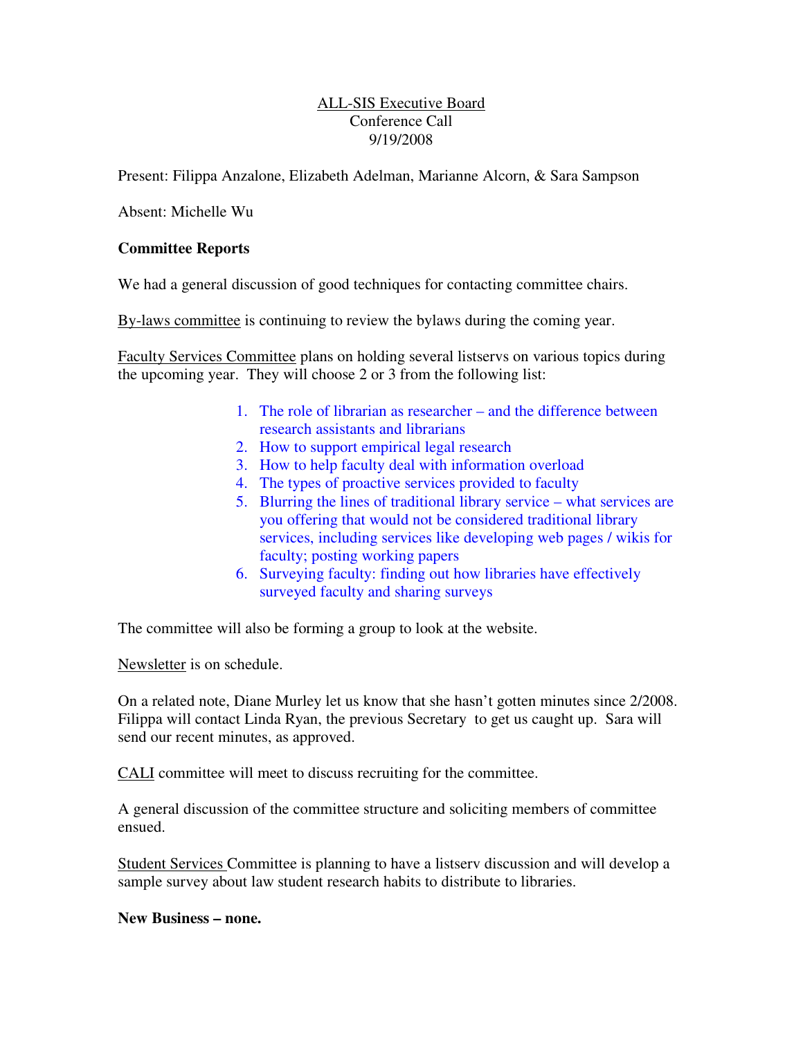ALL-SIS Executive Board
Conference Call
9/19/2008

Present: Filippa Anzalone, Elizabeth Adelman, Marianne Alcorn, & Sara Sampson

Absent: Michelle Wu

**Committee Reports**

We had a general discussion of good techniques for contacting committee chairs.

By-laws committee is continuing to review the bylaws during the coming year.

Faculty Services Committee plans on holding several listservs on various topics during the upcoming year. They will choose 2 or 3 from the following list:

1. The role of librarian as researcher – and the difference between research assistants and librarians
2. How to support empirical legal research
3. How to help faculty deal with information overload
4. The types of proactive services provided to faculty
5. Blurring the lines of traditional library service – what services are you offering that would not be considered traditional library services, including services like developing web pages / wikis for faculty; posting working papers
6. Surveying faculty: finding out how libraries have effectively surveyed faculty and sharing surveys

The committee will also be forming a group to look at the website.

Newsletter is on schedule.

On a related note, Diane Murley let us know that she hasn't gotten minutes since 2/2008. Filippa will contact Linda Ryan, the previous Secretary to get us caught up. Sara will send our recent minutes, as approved.

CALI committee will meet to discuss recruiting for the committee.

A general discussion of the committee structure and soliciting members of committee ensued.

Student Services Committee is planning to have a listserv discussion and will develop a sample survey about law student research habits to distribute to libraries.

**New Business – none.**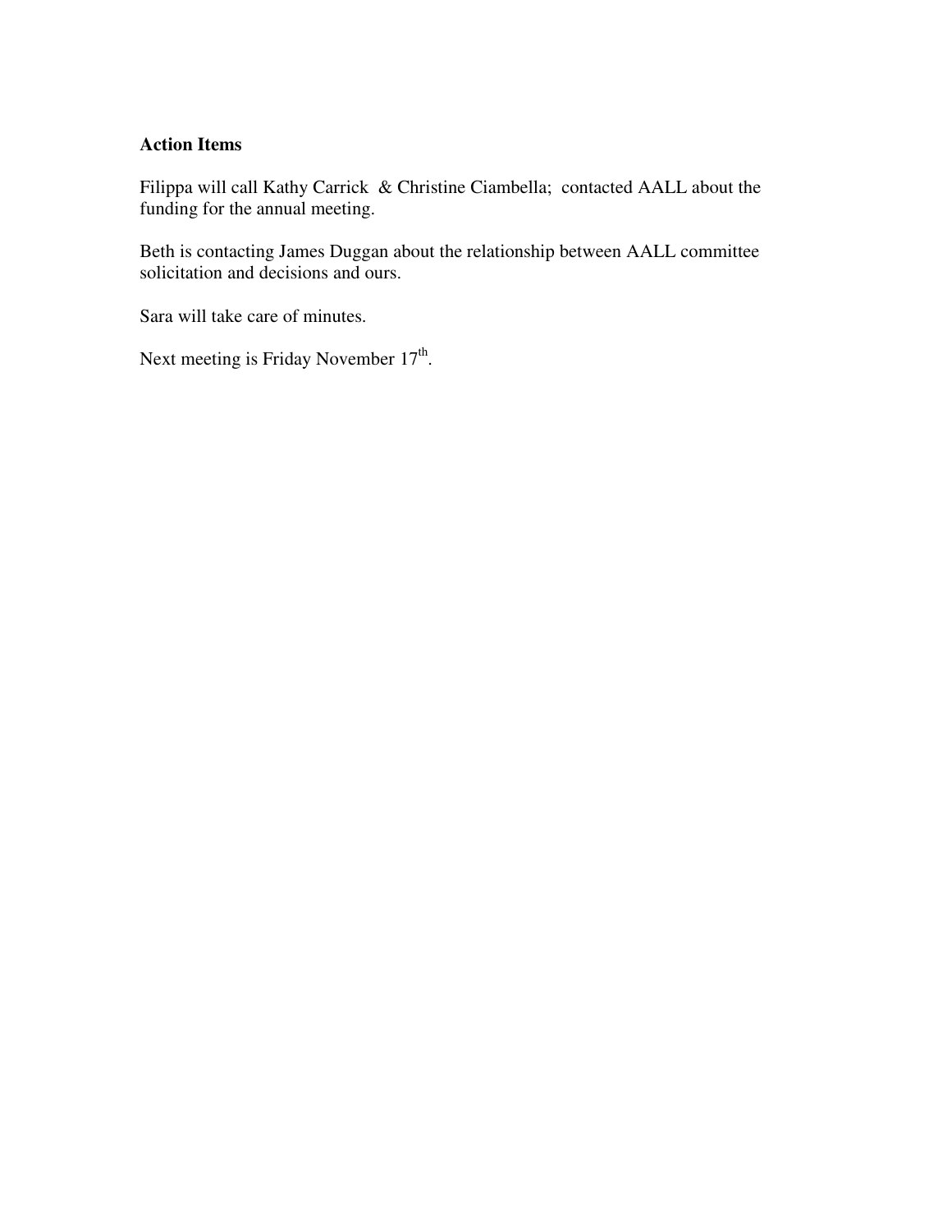**Action Items**

Filippa will call Kathy Carrick & Christine Ciambella; contacted AALL about the funding for the annual meeting.

Beth is contacting James Duggan about the relationship between AALL committee solicitation and decisions and ours.

Sara will take care of minutes.

Next meeting is Friday November 17th.